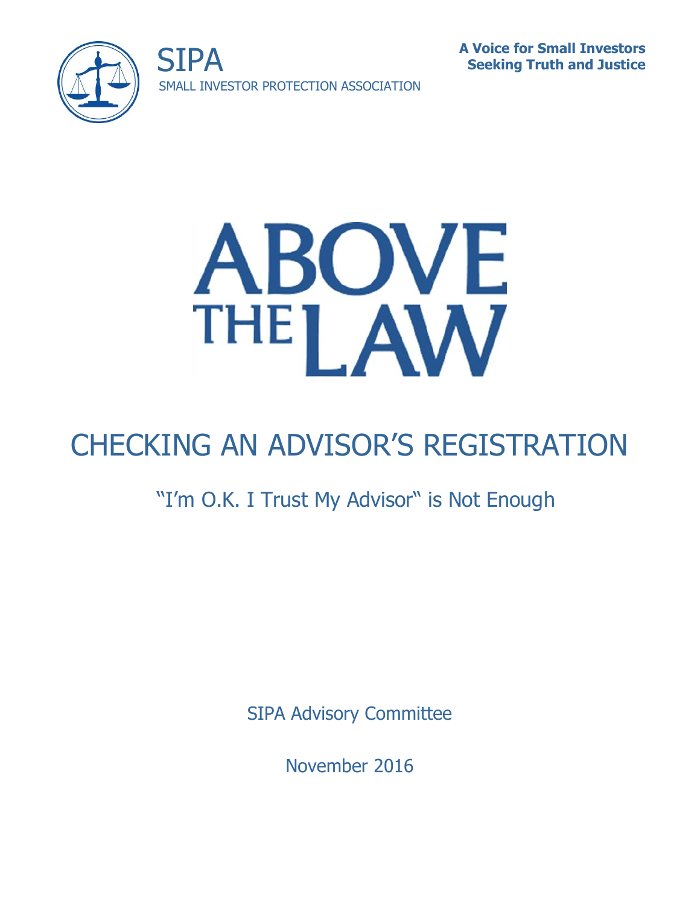SIPA
SMALL INVESTOR PROTECTION ASSOCIATION

**A Voice for Small Investors**
**Seeking Truth and Justice**

# ABOVE THE LAW

# CHECKING AN ADVISOR'S REGISTRATION

## "I'm O.K. I Trust My Advisor" is Not Enough

SIPA Advisory Committee

November 2016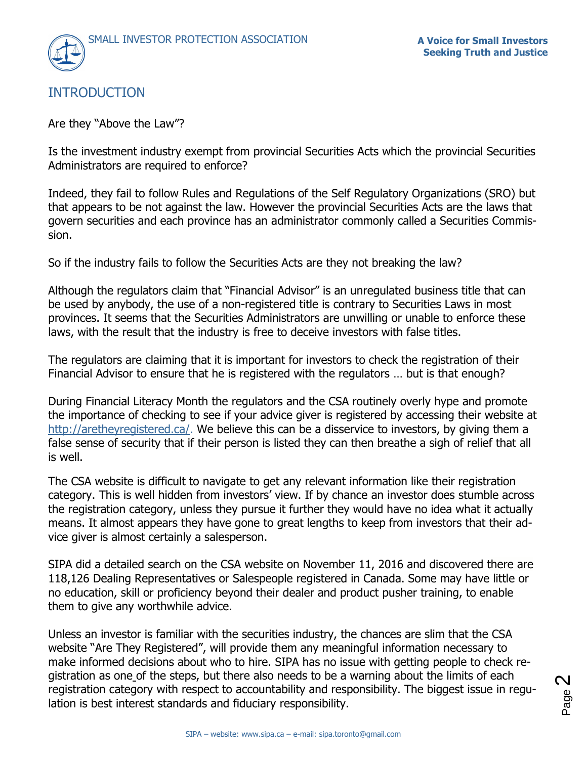## INTRODUCTION

Are they "Above the Law"?

Is the investment industry exempt from provincial Securities Acts which the provincial Securities Administrators are required to enforce?

Indeed, they fail to follow Rules and Regulations of the Self Regulatory Organizations (SRO) but that appears to be not against the law. However the provincial Securities Acts are the laws that govern securities and each province has an administrator commonly called a Securities Commission.

So if the industry fails to follow the Securities Acts are they not breaking the law?

Although the regulators claim that "Financial Advisor" is an unregulated business title that can be used by anybody, the use of a non-registered title is contrary to Securities Laws in most provinces. It seems that the Securities Administrators are unwilling or unable to enforce these laws, with the result that the industry is free to deceive investors with false titles.

The regulators are claiming that it is important for investors to check the registration of their Financial Advisor to ensure that he is registered with the regulators … but is that enough?

During Financial Literacy Month the regulators and the CSA routinely overly hype and promote the importance of checking to see if your advice giver is registered by accessing their website at http://aretheyregistered.ca/. We believe this can be a disservice to investors, by giving them a false sense of security that if their person is listed they can then breathe a sigh of relief that all is well.

The CSA website is difficult to navigate to get any relevant information like their registration category. This is well hidden from investors' view. If by chance an investor does stumble across the registration category, unless they pursue it further they would have no idea what it actually means. It almost appears they have gone to great lengths to keep from investors that their advice giver is almost certainly a salesperson.

SIPA did a detailed search on the CSA website on November 11, 2016 and discovered there are 118,126 Dealing Representatives or Salespeople registered in Canada. Some may have little or no education, skill or proficiency beyond their dealer and product pusher training, to enable them to give any worthwhile advice.

Unless an investor is familiar with the securities industry, the chances are slim that the CSA website "Are They Registered", will provide them any meaningful information necessary to make informed decisions about who to hire. SIPA has no issue with getting people to check registration as one of the steps, but there also needs to be a warning about the limits of each registration category with respect to accountability and responsibility. The biggest issue in regulation is best interest standards and fiduciary responsibility.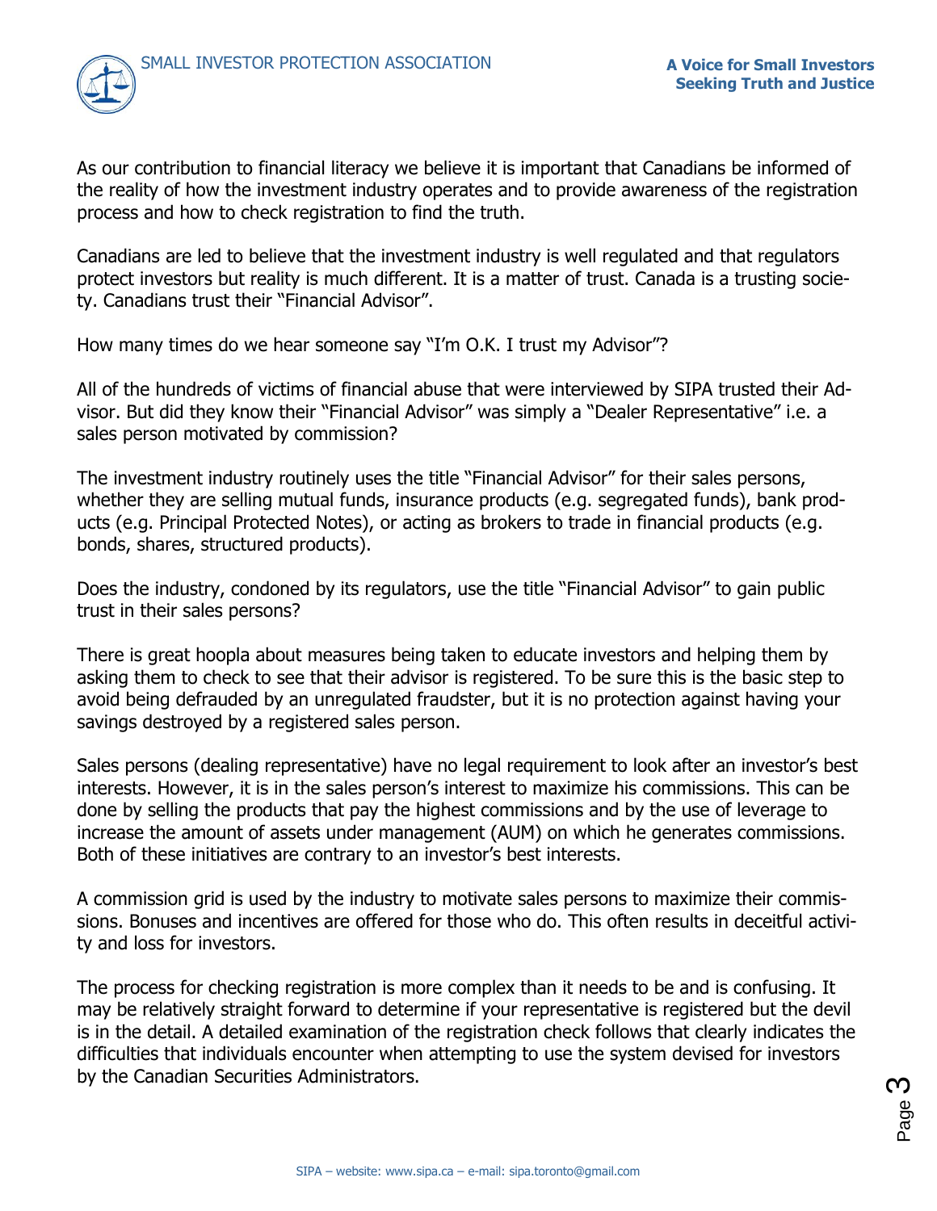As our contribution to financial literacy we believe it is important that Canadians be informed of the reality of how the investment industry operates and to provide awareness of the registration process and how to check registration to find the truth.

Canadians are led to believe that the investment industry is well regulated and that regulators protect investors but reality is much different. It is a matter of trust. Canada is a trusting society. Canadians trust their "Financial Advisor".

How many times do we hear someone say "I'm O.K. I trust my Advisor"?

All of the hundreds of victims of financial abuse that were interviewed by SIPA trusted their Advisor. But did they know their "Financial Advisor" was simply a "Dealer Representative" i.e. a sales person motivated by commission?

The investment industry routinely uses the title "Financial Advisor" for their sales persons, whether they are selling mutual funds, insurance products (e.g. segregated funds), bank products (e.g. Principal Protected Notes), or acting as brokers to trade in financial products (e.g. bonds, shares, structured products).

Does the industry, condoned by its regulators, use the title "Financial Advisor" to gain public trust in their sales persons?

There is great hoopla about measures being taken to educate investors and helping them by asking them to check to see that their advisor is registered. To be sure this is the basic step to avoid being defrauded by an unregulated fraudster, but it is no protection against having your savings destroyed by a registered sales person.

Sales persons (dealing representative) have no legal requirement to look after an investor's best interests. However, it is in the sales person's interest to maximize his commissions. This can be done by selling the products that pay the highest commissions and by the use of leverage to increase the amount of assets under management (AUM) on which he generates commissions. Both of these initiatives are contrary to an investor's best interests.

A commission grid is used by the industry to motivate sales persons to maximize their commissions. Bonuses and incentives are offered for those who do. This often results in deceitful activity and loss for investors.

The process for checking registration is more complex than it needs to be and is confusing. It may be relatively straight forward to determine if your representative is registered but the devil is in the detail. A detailed examination of the registration check follows that clearly indicates the difficulties that individuals encounter when attempting to use the system devised for investors by the Canadian Securities Administrators.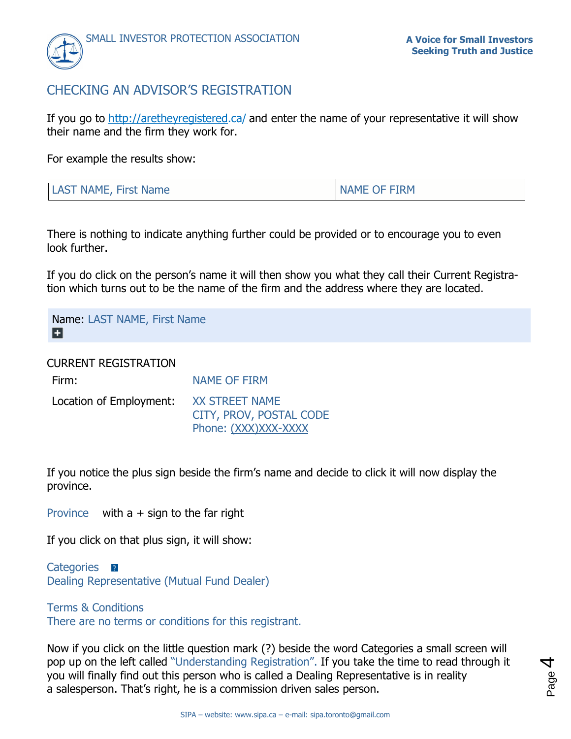## CHECKING AN ADVISOR'S REGISTRATION

If you go to http://aretheyregistered.ca/ and enter the name of your representative it will show their name and the firm they work for.

For example the results show:

| LAST NAME, First Name | NAME OF FIRM |
|---|---|

There is nothing to indicate anything further could be provided or to encourage you to even look further.

If you do click on the person's name it will then show you what they call their Current Registration which turns out to be the name of the firm and the address where they are located.

Name: LAST NAME, First Name
+

CURRENT REGISTRATION

| Firm: | NAME OF FIRM |
|---|---|
| Location of Employment: | XX STREET NAME<br>CITY, PROV, POSTAL CODE<br>Phone: (XXX)XXX-XXXX |

If you notice the plus sign beside the firm's name and decide to click it will now display the province.

Province    with a + sign to the far right

If you click on that plus sign, it will show:

Categories ?
Dealing Representative (Mutual Fund Dealer)

Terms & Conditions
There are no terms or conditions for this registrant.

Now if you click on the little question mark (?) beside the word Categories a small screen will pop up on the left called "Understanding Registration". If you take the time to read through it you will finally find out this person who is called a Dealing Representative is in reality a salesperson. That's right, he is a commission driven sales person.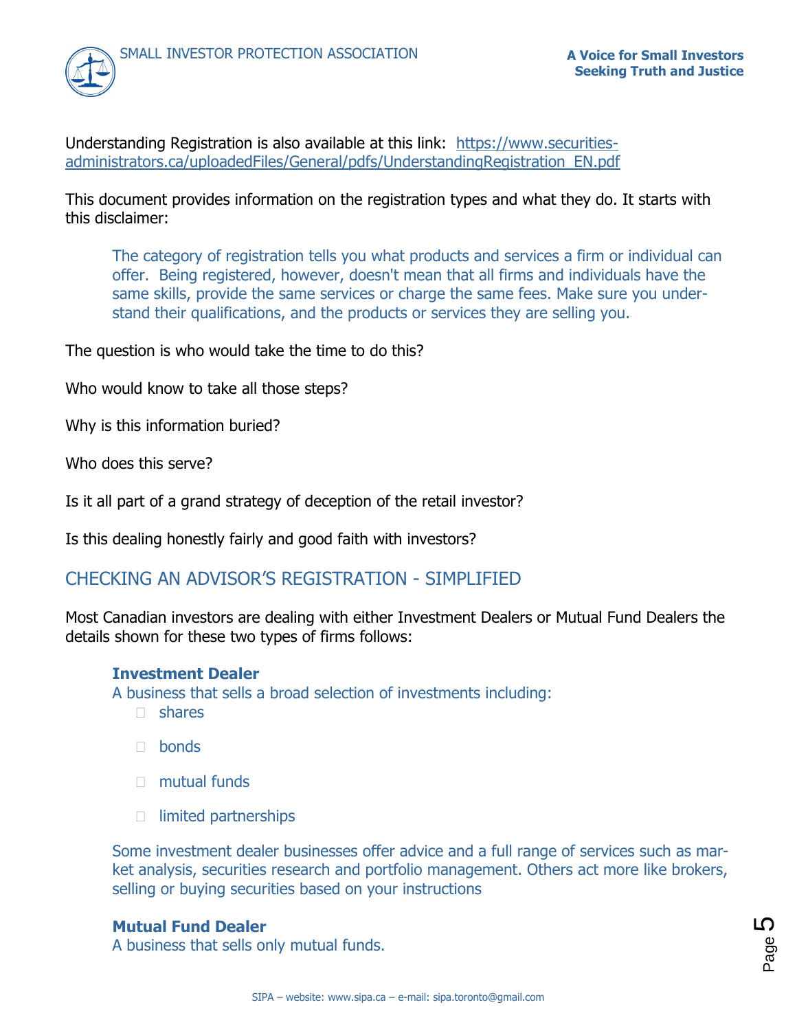Understanding Registration is also available at this link: [https://www.securities-administrators.ca/uploadedFiles/General/pdfs/UnderstandingRegistration_EN.pdf](https://www.securities-administrators.ca/uploadedFiles/General/pdfs/UnderstandingRegistration_EN.pdf)

This document provides information on the registration types and what they do. It starts with this disclaimer:

> The category of registration tells you what products and services a firm or individual can offer. Being registered, however, doesn't mean that all firms and individuals have the same skills, provide the same services or charge the same fees. Make sure you understand their qualifications, and the products or services they are selling you.

The question is who would take the time to do this?

Who would know to take all those steps?

Why is this information buried?

Who does this serve?

Is it all part of a grand strategy of deception of the retail investor?

Is this dealing honestly fairly and good faith with investors?

## CHECKING AN ADVISOR'S REGISTRATION - SIMPLIFIED

Most Canadian investors are dealing with either Investment Dealers or Mutual Fund Dealers the details shown for these two types of firms follows:

> **Investment Dealer**
> A business that sells a broad selection of investments including:
>
> - shares
> - bonds
> - mutual funds
> - limited partnerships
>
> Some investment dealer businesses offer advice and a full range of services such as market analysis, securities research and portfolio management. Others act more like brokers, selling or buying securities based on your instructions
>
> **Mutual Fund Dealer**
> A business that sells only mutual funds.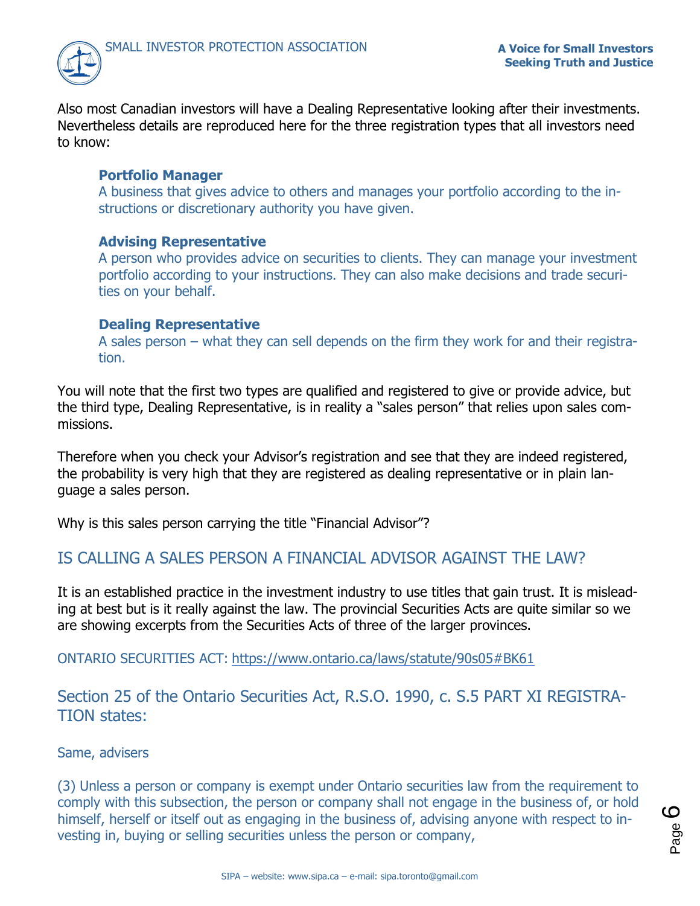Also most Canadian investors will have a Dealing Representative looking after their investments. Nevertheless details are reproduced here for the three registration types that all investors need to know:

**Portfolio Manager**
A business that gives advice to others and manages your portfolio according to the instructions or discretionary authority you have given.

**Advising Representative**
A person who provides advice on securities to clients. They can manage your investment portfolio according to your instructions. They can also make decisions and trade securities on your behalf.

**Dealing Representative**
A sales person – what they can sell depends on the firm they work for and their registration.

You will note that the first two types are qualified and registered to give or provide advice, but the third type, Dealing Representative, is in reality a "sales person" that relies upon sales commissions.

Therefore when you check your Advisor's registration and see that they are indeed registered, the probability is very high that they are registered as dealing representative or in plain language a sales person.

Why is this sales person carrying the title "Financial Advisor"?

## IS CALLING A SALES PERSON A FINANCIAL ADVISOR AGAINST THE LAW?

It is an established practice in the investment industry to use titles that gain trust. It is misleading at best but is it really against the law. The provincial Securities Acts are quite similar so we are showing excerpts from the Securities Acts of three of the larger provinces.

ONTARIO SECURITIES ACT: https://www.ontario.ca/laws/statute/90s05#BK61

### Section 25 of the Ontario Securities Act, R.S.O. 1990, c. S.5 PART XI REGISTRATION states:

Same, advisers

(3) Unless a person or company is exempt under Ontario securities law from the requirement to comply with this subsection, the person or company shall not engage in the business of, or hold himself, herself or itself out as engaging in the business of, advising anyone with respect to investing in, buying or selling securities unless the person or company,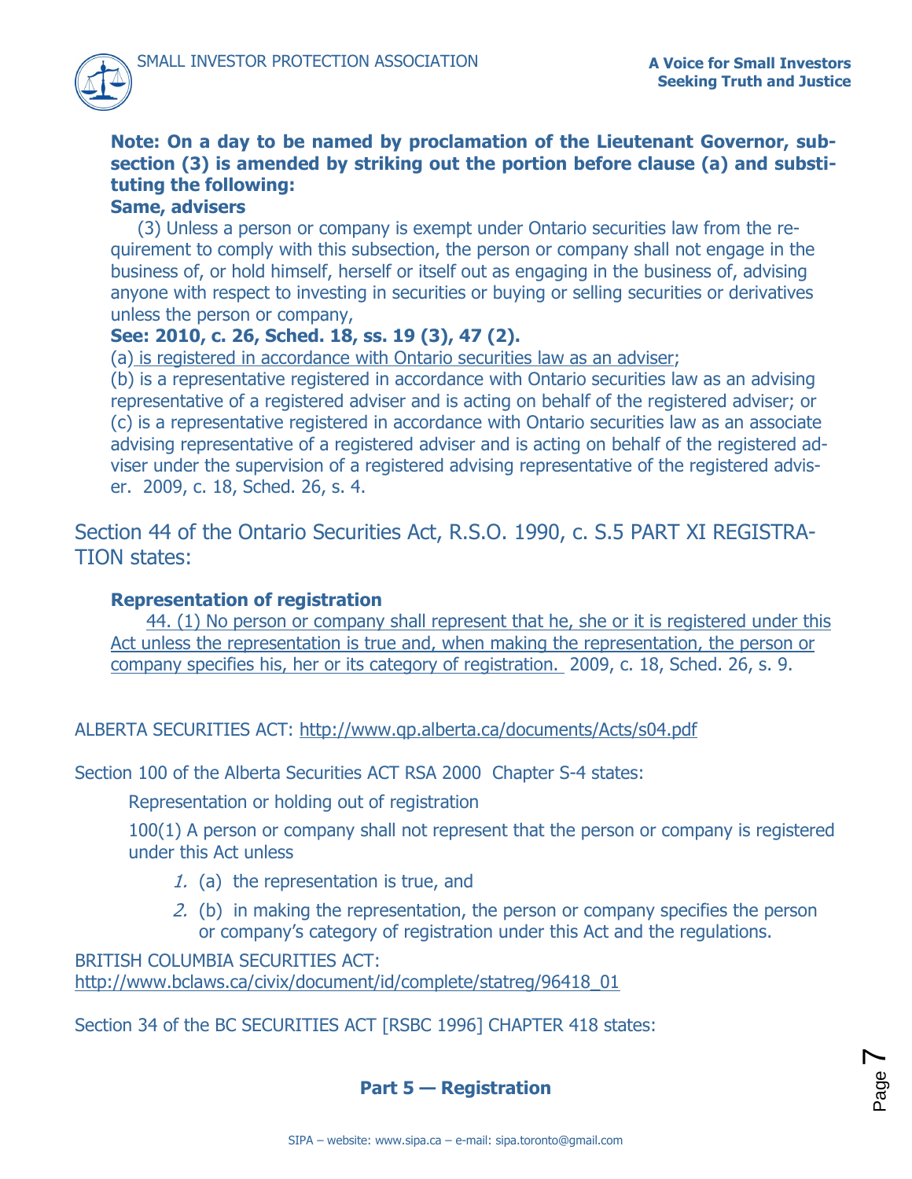**Note: On a day to be named by proclamation of the Lieutenant Governor, subsection (3) is amended by striking out the portion before clause (a) and substituting the following:**

**Same, advisers**

(3) Unless a person or company is exempt under Ontario securities law from the requirement to comply with this subsection, the person or company shall not engage in the business of, or hold himself, herself or itself out as engaging in the business of, advising anyone with respect to investing in securities or buying or selling securities or derivatives unless the person or company,

**See: 2010, c. 26, Sched. 18, ss. 19 (3), 47 (2).**

(a) is registered in accordance with Ontario securities law as an adviser;

(b) is a representative registered in accordance with Ontario securities law as an advising representative of a registered adviser and is acting on behalf of the registered adviser; or

(c) is a representative registered in accordance with Ontario securities law as an associate advising representative of a registered adviser and is acting on behalf of the registered adviser under the supervision of a registered advising representative of the registered adviser. 2009, c. 18, Sched. 26, s. 4.

Section 44 of the Ontario Securities Act, R.S.O. 1990, c. S.5 PART XI REGISTRATION states:

**Representation of registration**

44. (1) No person or company shall represent that he, she or it is registered under this Act unless the representation is true and, when making the representation, the person or company specifies his, her or its category of registration. 2009, c. 18, Sched. 26, s. 9.

ALBERTA SECURITIES ACT: http://www.qp.alberta.ca/documents/Acts/s04.pdf

Section 100 of the Alberta Securities ACT RSA 2000 Chapter S-4 states:

Representation or holding out of registration

100(1) A person or company shall not represent that the person or company is registered under this Act unless

1. (a) the representation is true, and
2. (b) in making the representation, the person or company specifies the person or company's category of registration under this Act and the regulations.

BRITISH COLUMBIA SECURITIES ACT: http://www.bclaws.ca/civix/document/id/complete/statreg/96418_01

Section 34 of the BC SECURITIES ACT [RSBC 1996] CHAPTER 418 states:

**Part 5 — Registration**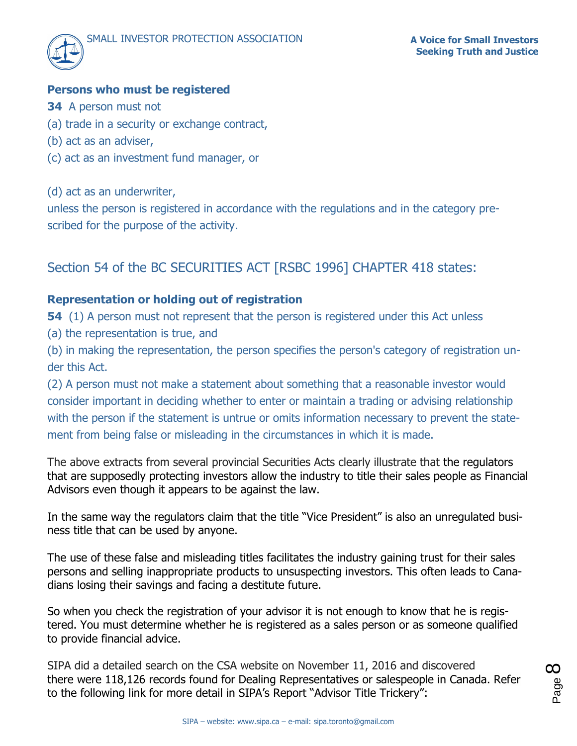**Persons who must be registered**

**34** A person must not

(a) trade in a security or exchange contract,

(b) act as an adviser,

(c) act as an investment fund manager, or

(d) act as an underwriter,

unless the person is registered in accordance with the regulations and in the category prescribed for the purpose of the activity.

## Section 54 of the BC SECURITIES ACT [RSBC 1996] CHAPTER 418 states:

**Representation or holding out of registration**

**54** (1) A person must not represent that the person is registered under this Act unless

(a) the representation is true, and

(b) in making the representation, the person specifies the person's category of registration under this Act.

(2) A person must not make a statement about something that a reasonable investor would consider important in deciding whether to enter or maintain a trading or advising relationship with the person if the statement is untrue or omits information necessary to prevent the statement from being false or misleading in the circumstances in which it is made.

The above extracts from several provincial Securities Acts clearly illustrate that the regulators that are supposedly protecting investors allow the industry to title their sales people as Financial Advisors even though it appears to be against the law.

In the same way the regulators claim that the title "Vice President" is also an unregulated business title that can be used by anyone.

The use of these false and misleading titles facilitates the industry gaining trust for their sales persons and selling inappropriate products to unsuspecting investors. This often leads to Canadians losing their savings and facing a destitute future.

So when you check the registration of your advisor it is not enough to know that he is registered. You must determine whether he is registered as a sales person or as someone qualified to provide financial advice.

SIPA did a detailed search on the CSA website on November 11, 2016 and discovered there were 118,126 records found for Dealing Representatives or salespeople in Canada. Refer to the following link for more detail in SIPA's Report "Advisor Title Trickery":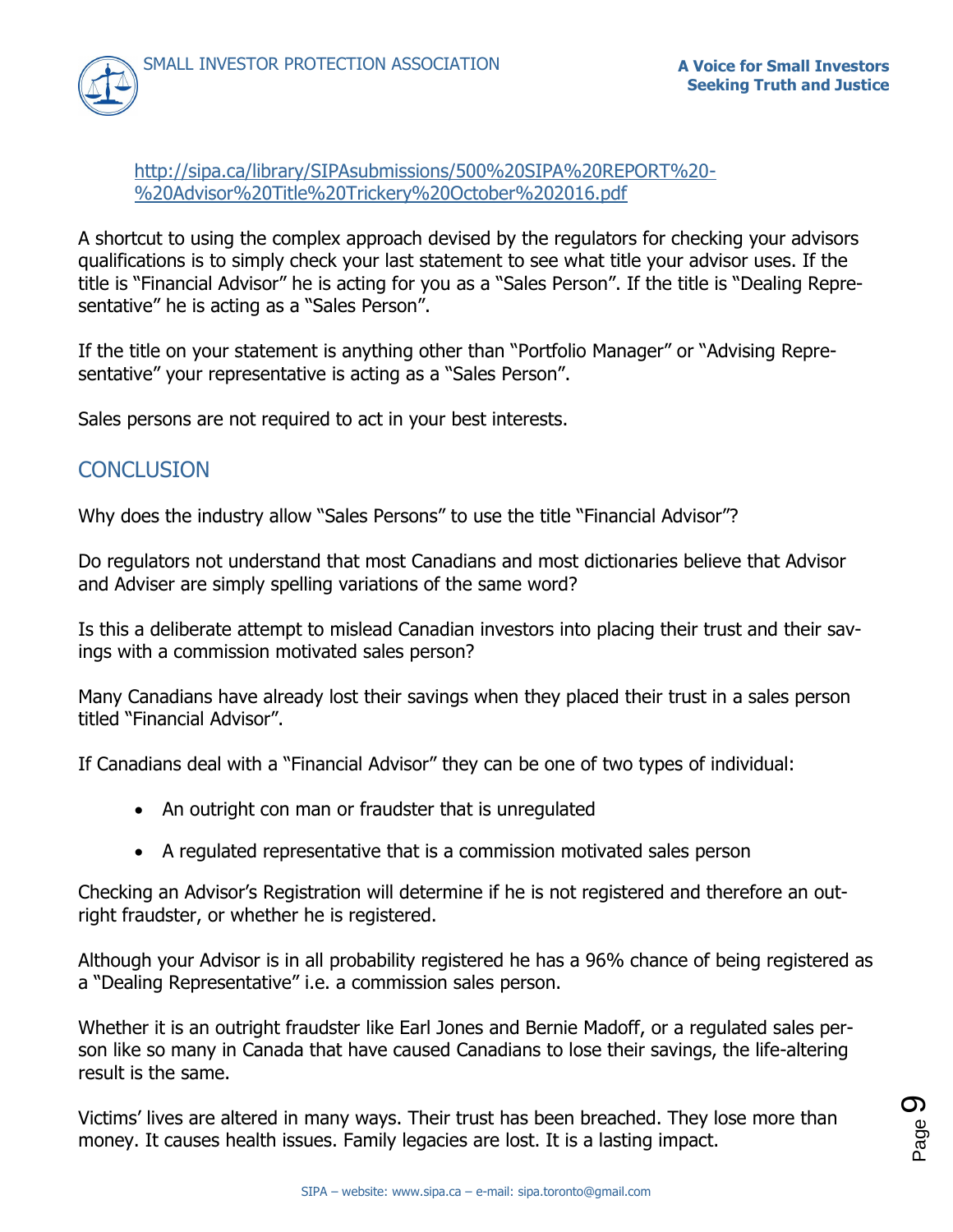http://sipa.ca/library/SIPAsubmissions/500%20SIPA%20REPORT%20-%20Advisor%20Title%20Trickery%20October%202016.pdf

A shortcut to using the complex approach devised by the regulators for checking your advisors qualifications is to simply check your last statement to see what title your advisor uses. If the title is "Financial Advisor" he is acting for you as a "Sales Person". If the title is "Dealing Representative" he is acting as a "Sales Person".

If the title on your statement is anything other than "Portfolio Manager" or "Advising Representative" your representative is acting as a "Sales Person".

Sales persons are not required to act in your best interests.

## CONCLUSION

Why does the industry allow "Sales Persons" to use the title "Financial Advisor"?

Do regulators not understand that most Canadians and most dictionaries believe that Advisor and Adviser are simply spelling variations of the same word?

Is this a deliberate attempt to mislead Canadian investors into placing their trust and their savings with a commission motivated sales person?

Many Canadians have already lost their savings when they placed their trust in a sales person titled "Financial Advisor".

If Canadians deal with a "Financial Advisor" they can be one of two types of individual:

- An outright con man or fraudster that is unregulated
- A regulated representative that is a commission motivated sales person

Checking an Advisor's Registration will determine if he is not registered and therefore an outright fraudster, or whether he is registered.

Although your Advisor is in all probability registered he has a 96% chance of being registered as a "Dealing Representative" i.e. a commission sales person.

Whether it is an outright fraudster like Earl Jones and Bernie Madoff, or a regulated sales person like so many in Canada that have caused Canadians to lose their savings, the life-altering result is the same.

Victims' lives are altered in many ways. Their trust has been breached. They lose more than money. It causes health issues. Family legacies are lost. It is a lasting impact.